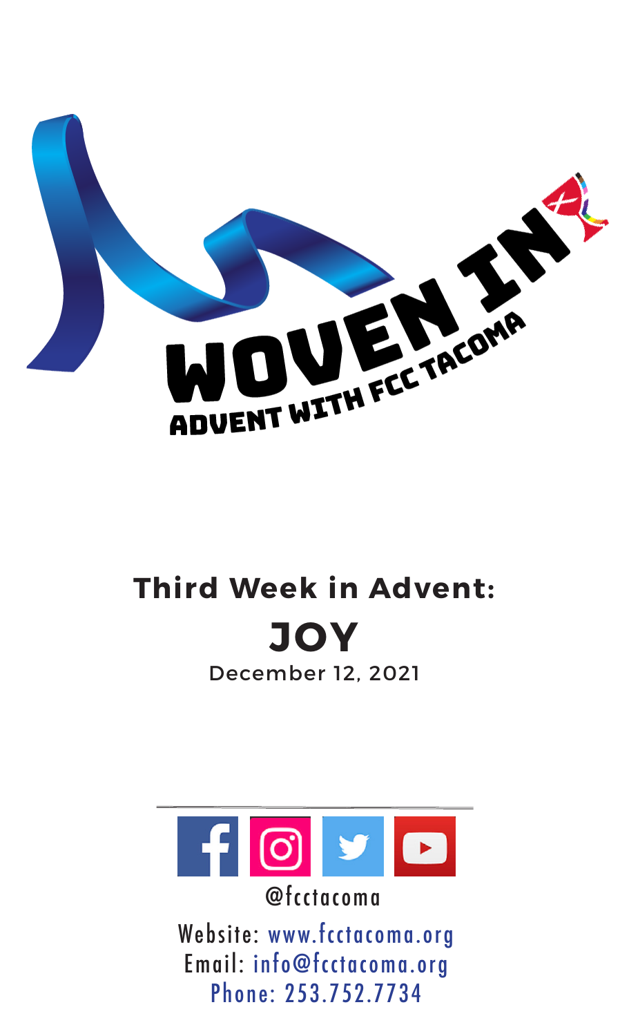# WOVEN IN

ADVENT WITH FCC TACOMA

## Third Week in Advent:

# JOY

December 12, 2021

@fcctacoma

Website: www.fcctacoma.org
Email: info@fcctacoma.org
Phone: 253.752.7734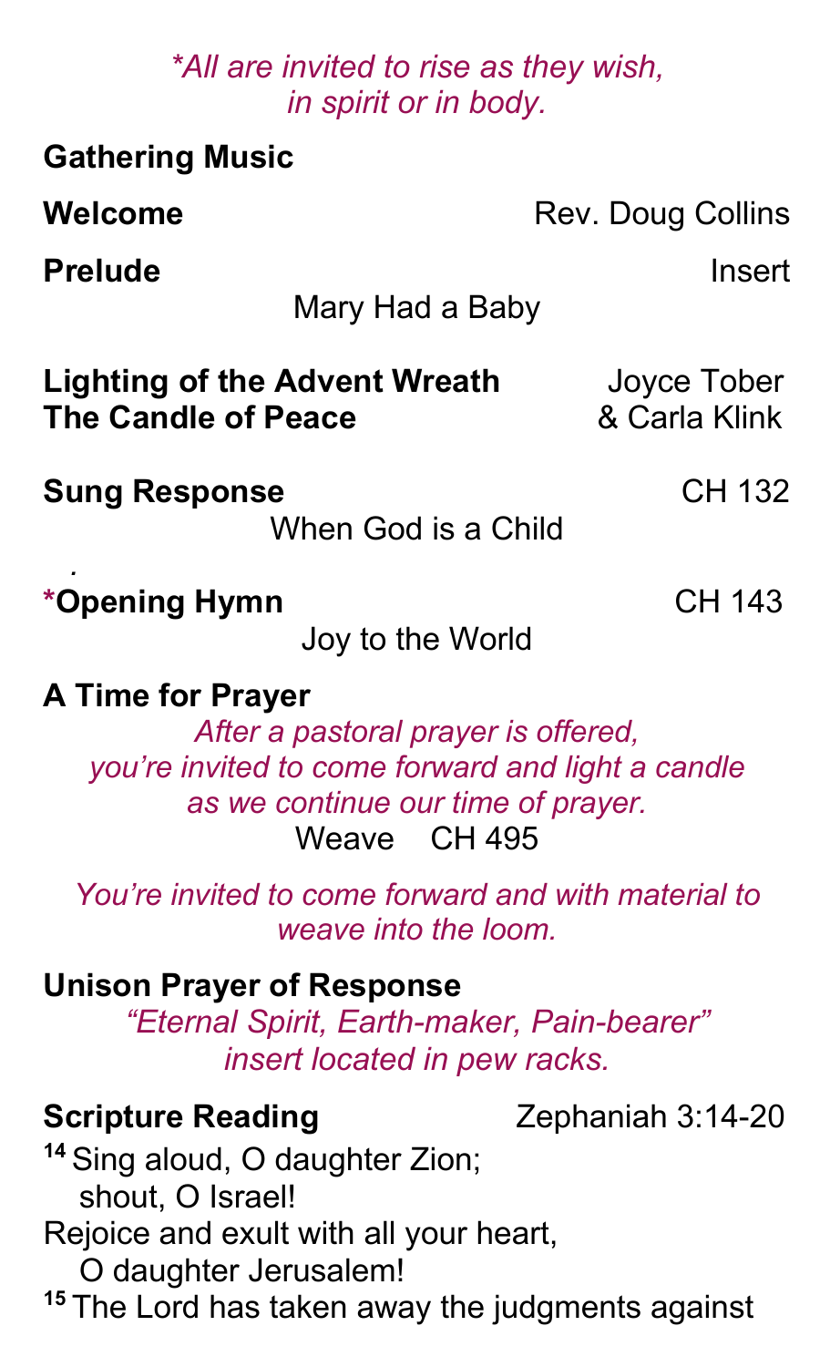*\*All are invited to rise as they wish, in spirit or in body.*

**Gathering Music**

**Welcome** Rev. Doug Collins

**Prelude** Insert

Mary Had a Baby

**Lighting of the Advent Wreath** Joyce Tober
**The Candle of Peace** & Carla Klink

**Sung Response** CH 132

When God is a Child

**\*Opening Hymn** CH 143

Joy to the World

**A Time for Prayer**

*After a pastoral prayer is offered, you're invited to come forward and light a candle as we continue our time of prayer.*

Weave CH 495

*You're invited to come forward and with material to weave into the loom.*

**Unison Prayer of Response**

*"Eternal Spirit, Earth-maker, Pain-bearer" insert located in pew racks.*

**Scripture Reading** Zephaniah 3:14-20

[14] Sing aloud, O daughter Zion;
  shout, O Israel!
Rejoice and exult with all your heart,
  O daughter Jerusalem!
[15] The Lord has taken away the judgments against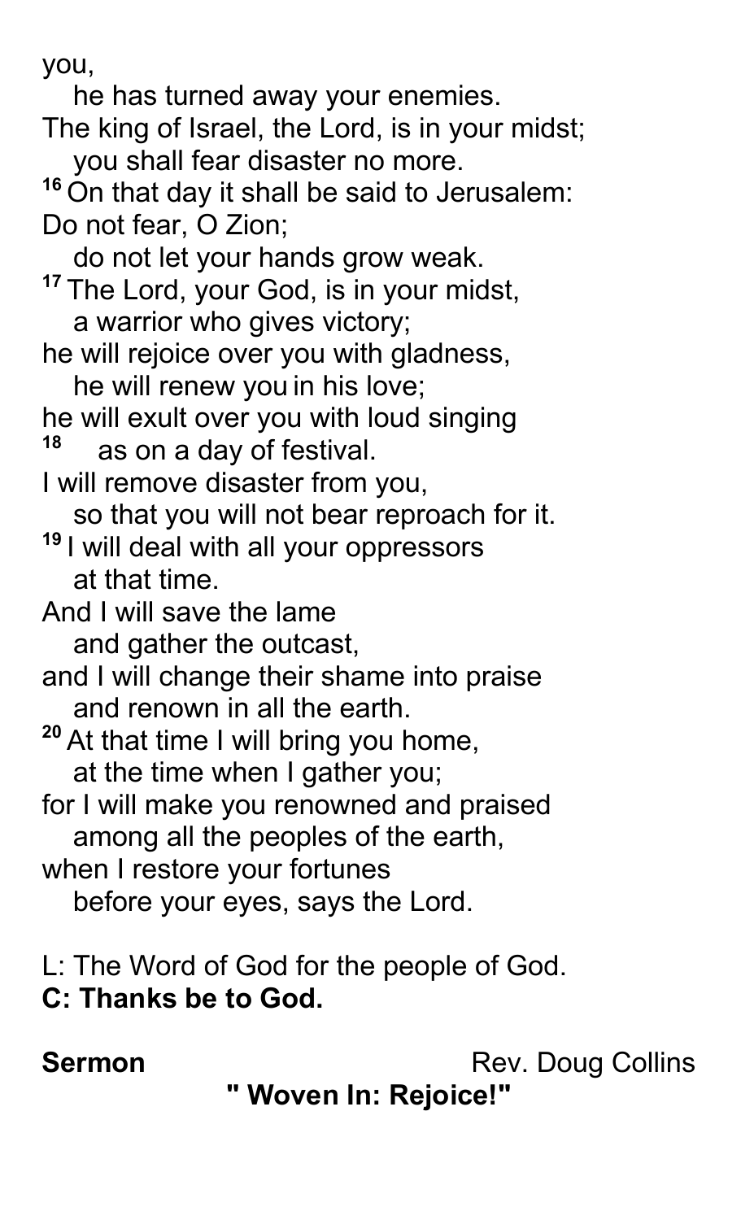you,
   he has turned away your enemies.
The king of Israel, the Lord, is in your midst;
   you shall fear disaster no more.
[16] On that day it shall be said to Jerusalem:
Do not fear, O Zion;
   do not let your hands grow weak.
[17] The Lord, your God, is in your midst,
   a warrior who gives victory;
he will rejoice over you with gladness,
   he will renew you in his love;
he will exult over you with loud singing
[18]   as on a day of festival.
I will remove disaster from you,
   so that you will not bear reproach for it.
[19] I will deal with all your oppressors
   at that time.
And I will save the lame
   and gather the outcast,
and I will change their shame into praise
   and renown in all the earth.
[20] At that time I will bring you home,
   at the time when I gather you;
for I will make you renowned and praised
   among all the peoples of the earth,
when I restore your fortunes
   before your eyes, says the Lord.

L: The Word of God for the people of God.
**C: Thanks be to God.**

**Sermon** Rev. Doug Collins

**" Woven In: Rejoice!"**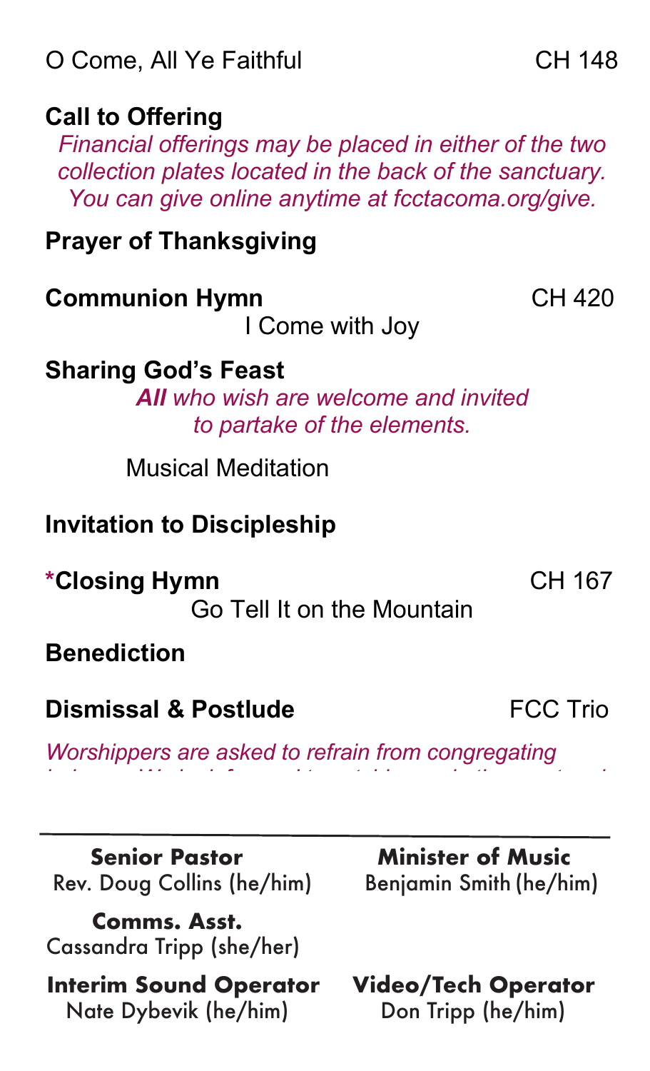O Come, All Ye Faithful CH 148

**Call to Offering**

*Financial offerings may be placed in either of the two collection plates located in the back of the sanctuary. You can give online anytime at fcctacoma.org/give.*

**Prayer of Thanksgiving**

**Communion Hymn** CH 420

I Come with Joy

**Sharing God's Feast**

***All** who wish are welcome and invited to partake of the elements.*

Musical Meditation

**Invitation to Discipleship**

***Closing Hymn** CH 167

Go Tell It on the Mountain

**Benediction**

**Dismissal & Postlude** FCC Trio

*Worshippers are asked to refrain from congregating*

---

**Senior Pastor**
Rev. Doug Collins (he/him)

**Minister of Music**
Benjamin Smith (he/him)

**Comms. Asst.**
Cassandra Tripp (she/her)

**Interim Sound Operator**
Nate Dybevik (he/him)

**Video/Tech Operator**
Don Tripp (he/him)